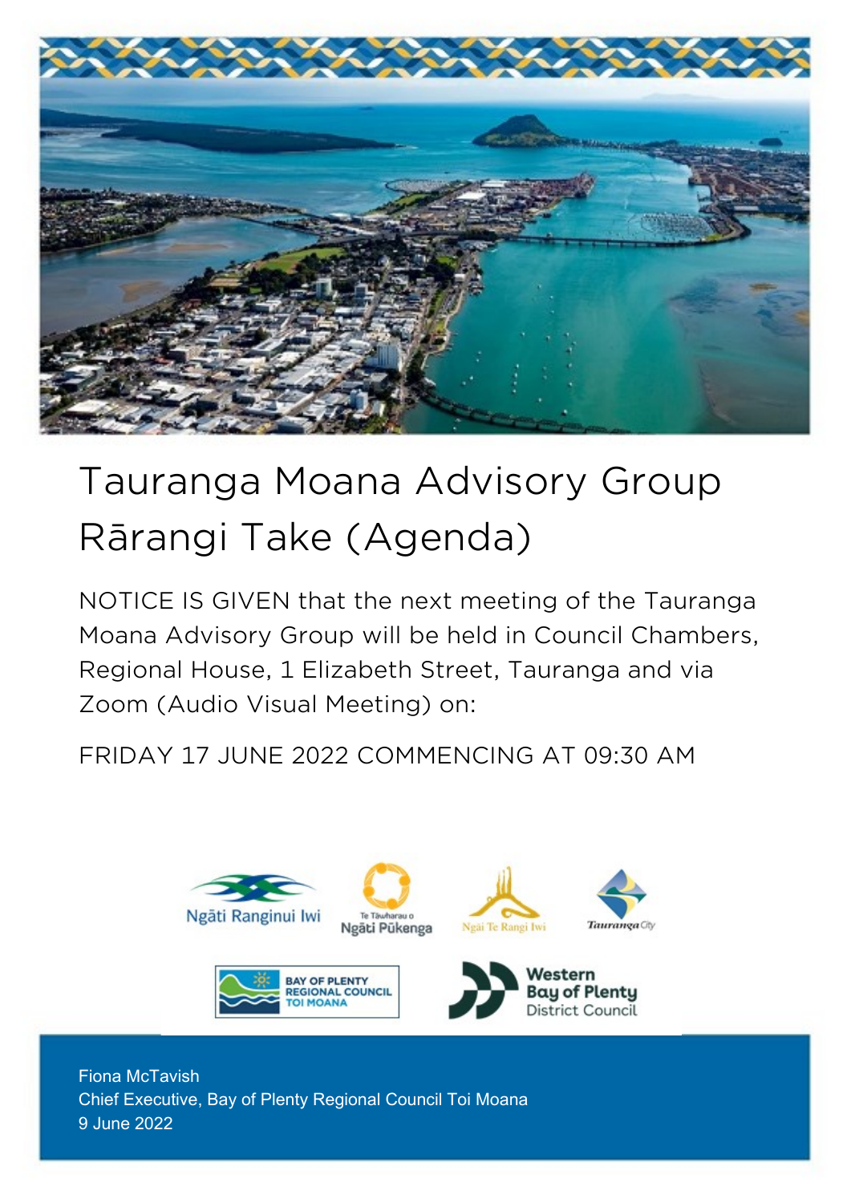# Tauranga Moana Advisory Group Rārangi Take (Agenda)

NOTICE IS GIVEN that the next meeting of the Tauranga Moana Advisory Group will be held in Council Chambers, Regional House, 1 Elizabeth Street, Tauranga and via Zoom (Audio Visual Meeting) on:

FRIDAY 17 JUNE 2022 COMMENCING AT 09:30 AM

Fiona McTavish
Chief Executive, Bay of Plenty Regional Council Toi Moana
9 June 2022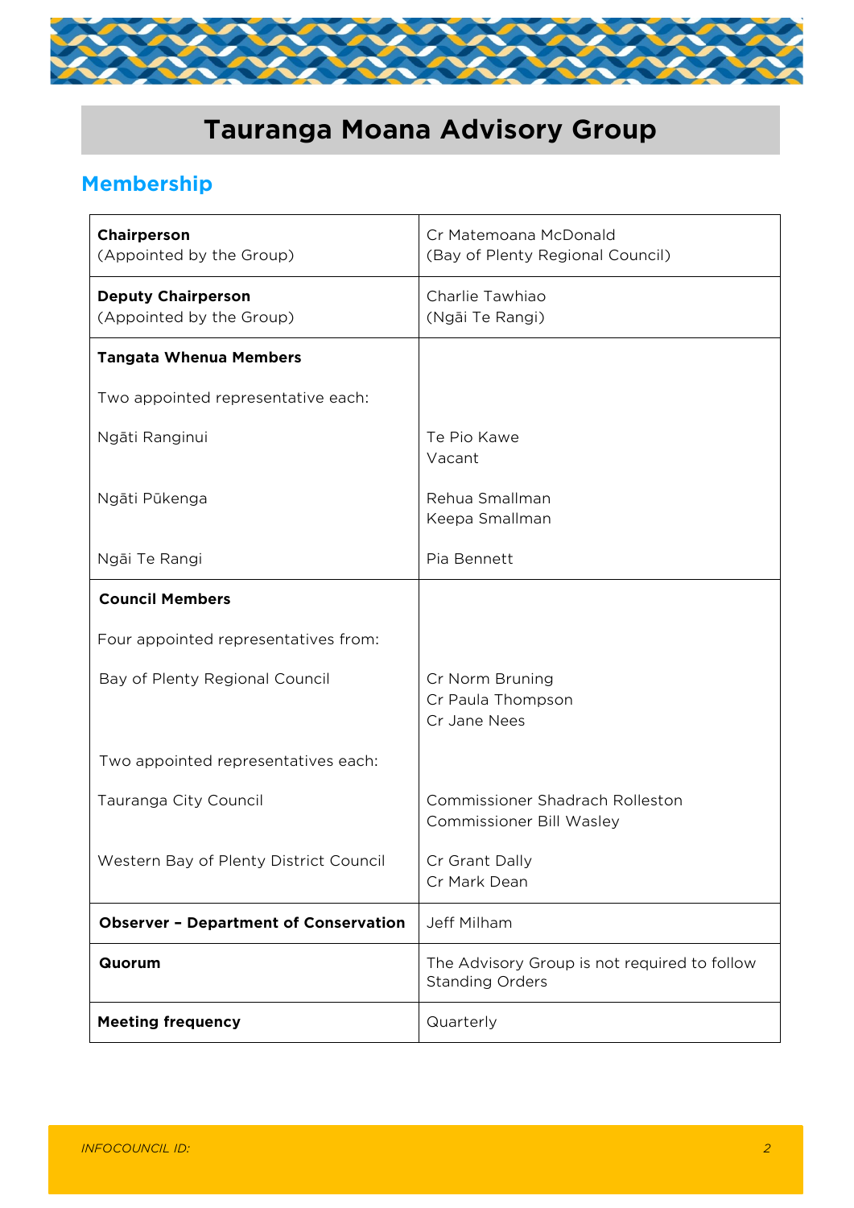# Tauranga Moana Advisory Group

## Membership

| | |
|---|---|
| **Chairperson**<br>(Appointed by the Group) | Cr Matemoana McDonald<br>(Bay of Plenty Regional Council) |
| **Deputy Chairperson**<br>(Appointed by the Group) | Charlie Tawhiao<br>(Ngāi Te Rangi) |
| **Tangata Whenua Members**<br><br>Two appointed representative each:<br><br>Ngāti Ranginui<br><br>Ngāti Pūkenga<br><br>Ngāi Te Rangi | <br><br><br><br>Te Pio Kawe<br>Vacant<br><br>Rehua Smallman<br>Keepa Smallman<br><br>Pia Bennett |
| **Council Members**<br><br>Four appointed representatives from:<br><br>Bay of Plenty Regional Council<br><br>Two appointed representatives each:<br><br>Tauranga City Council<br><br>Western Bay of Plenty District Council | <br><br><br><br>Cr Norm Bruning<br>Cr Paula Thompson<br>Cr Jane Nees<br><br><br><br>Commissioner Shadrach Rolleston<br>Commissioner Bill Wasley<br><br>Cr Grant Dally<br>Cr Mark Dean |
| **Observer – Department of Conservation** | Jeff Milham |
| **Quorum** | The Advisory Group is not required to follow Standing Orders |
| **Meeting frequency** | Quarterly |

*INFOCOUNCIL ID:*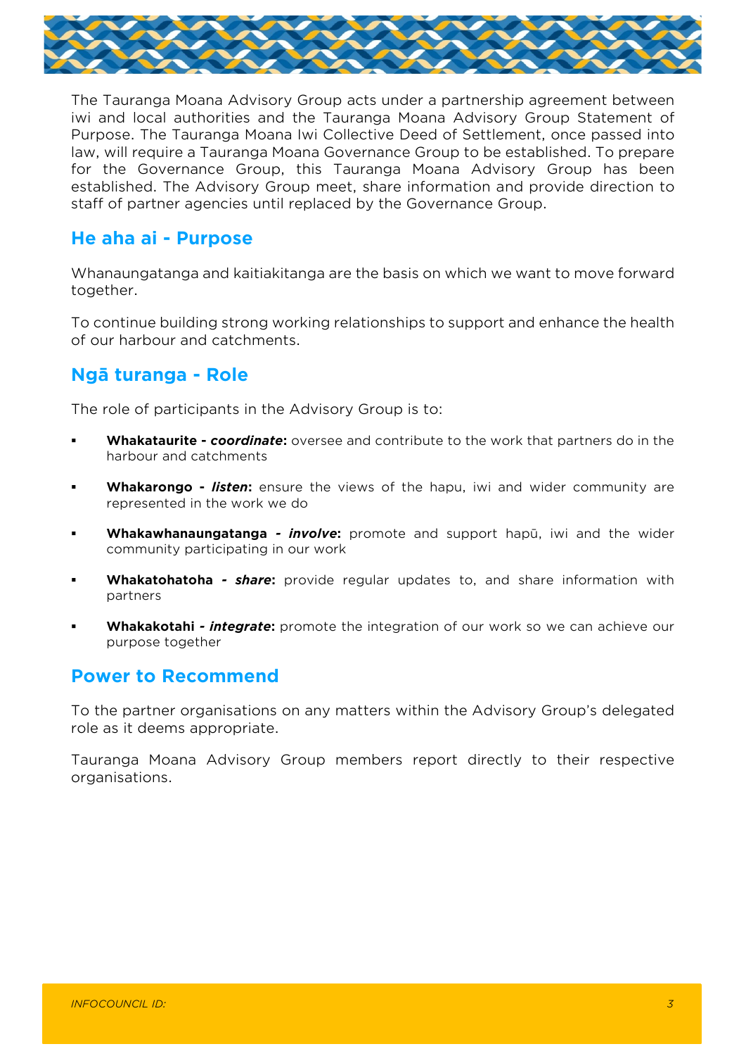The Tauranga Moana Advisory Group acts under a partnership agreement between iwi and local authorities and the Tauranga Moana Advisory Group Statement of Purpose. The Tauranga Moana Iwi Collective Deed of Settlement, once passed into law, will require a Tauranga Moana Governance Group to be established. To prepare for the Governance Group, this Tauranga Moana Advisory Group has been established. The Advisory Group meet, share information and provide direction to staff of partner agencies until replaced by the Governance Group.

## He aha ai - Purpose

Whanaungatanga and kaitiakitanga are the basis on which we want to move forward together.

To continue building strong working relationships to support and enhance the health of our harbour and catchments.

## Ngā turanga - Role

The role of participants in the Advisory Group is to:

- **Whakataurite - *coordinate*:** oversee and contribute to the work that partners do in the harbour and catchments
- **Whakarongo - *listen*:** ensure the views of the hapu, iwi and wider community are represented in the work we do
- **Whakawhanaungatanga - *involve*:** promote and support hapū, iwi and the wider community participating in our work
- **Whakatohatoha - *share*:** provide regular updates to, and share information with partners
- **Whakakotahi - *integrate*:** promote the integration of our work so we can achieve our purpose together

## Power to Recommend

To the partner organisations on any matters within the Advisory Group's delegated role as it deems appropriate.

Tauranga Moana Advisory Group members report directly to their respective organisations.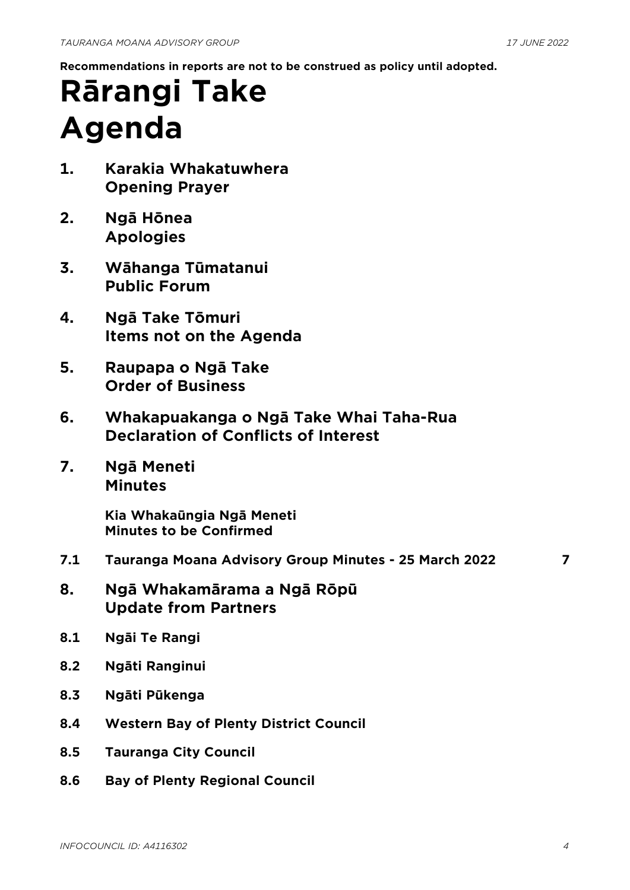**Recommendations in reports are not to be construed as policy until adopted.**

# Rārangi Take
# Agenda

**1. Karakia Whakatuwhera**
**Opening Prayer**

**2. Ngā Hōnea**
**Apologies**

**3. Wāhanga Tūmatanui**
**Public Forum**

**4. Ngā Take Tōmuri**
**Items not on the Agenda**

**5. Raupapa o Ngā Take**
**Order of Business**

**6. Whakapuakanga o Ngā Take Whai Taha-Rua**
**Declaration of Conflicts of Interest**

**7. Ngā Meneti**
**Minutes**

**Kia Whakaūngia Ngā Meneti**
**Minutes to be Confirmed**

**7.1 Tauranga Moana Advisory Group Minutes - 25 March 2022** 7

**8. Ngā Whakamārama a Ngā Rōpū**
**Update from Partners**

**8.1 Ngāi Te Rangi**

**8.2 Ngāti Ranginui**

**8.3 Ngāti Pūkenga**

**8.4 Western Bay of Plenty District Council**

**8.5 Tauranga City Council**

**8.6 Bay of Plenty Regional Council**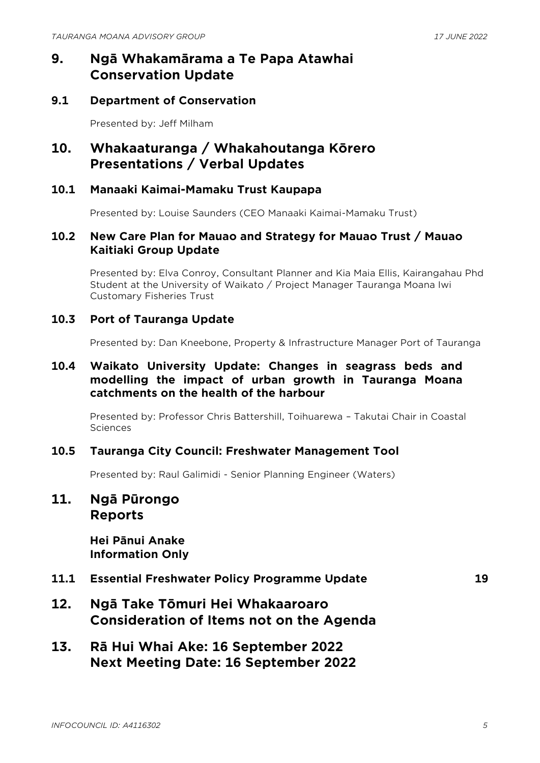## 9. Ngā Whakamārama a Te Papa Atawhai Conservation Update

### 9.1 Department of Conservation

Presented by: Jeff Milham

## 10. Whakaaturanga / Whakahoutanga Kōrero Presentations / Verbal Updates

### 10.1 Manaaki Kaimai-Mamaku Trust Kaupapa

Presented by: Louise Saunders (CEO Manaaki Kaimai-Mamaku Trust)

### 10.2 New Care Plan for Mauao and Strategy for Mauao Trust / Mauao Kaitiaki Group Update

Presented by: Elva Conroy, Consultant Planner and Kia Maia Ellis, Kairangahau Phd Student at the University of Waikato / Project Manager Tauranga Moana Iwi Customary Fisheries Trust

### 10.3 Port of Tauranga Update

Presented by: Dan Kneebone, Property & Infrastructure Manager Port of Tauranga

### 10.4 Waikato University Update: Changes in seagrass beds and modelling the impact of urban growth in Tauranga Moana catchments on the health of the harbour

Presented by: Professor Chris Battershill, Toihuarewa – Takutai Chair in Coastal Sciences

### 10.5 Tauranga City Council: Freshwater Management Tool

Presented by: Raul Galimidi - Senior Planning Engineer (Waters)

## 11. Ngā Pūrongo Reports

**Hei Pānui Anake**
**Information Only**

### 11.1 Essential Freshwater Policy Programme Update 19

## 12. Ngā Take Tōmuri Hei Whakaaroaro Consideration of Items not on the Agenda

## 13. Rā Hui Whai Ake: 16 September 2022 Next Meeting Date: 16 September 2022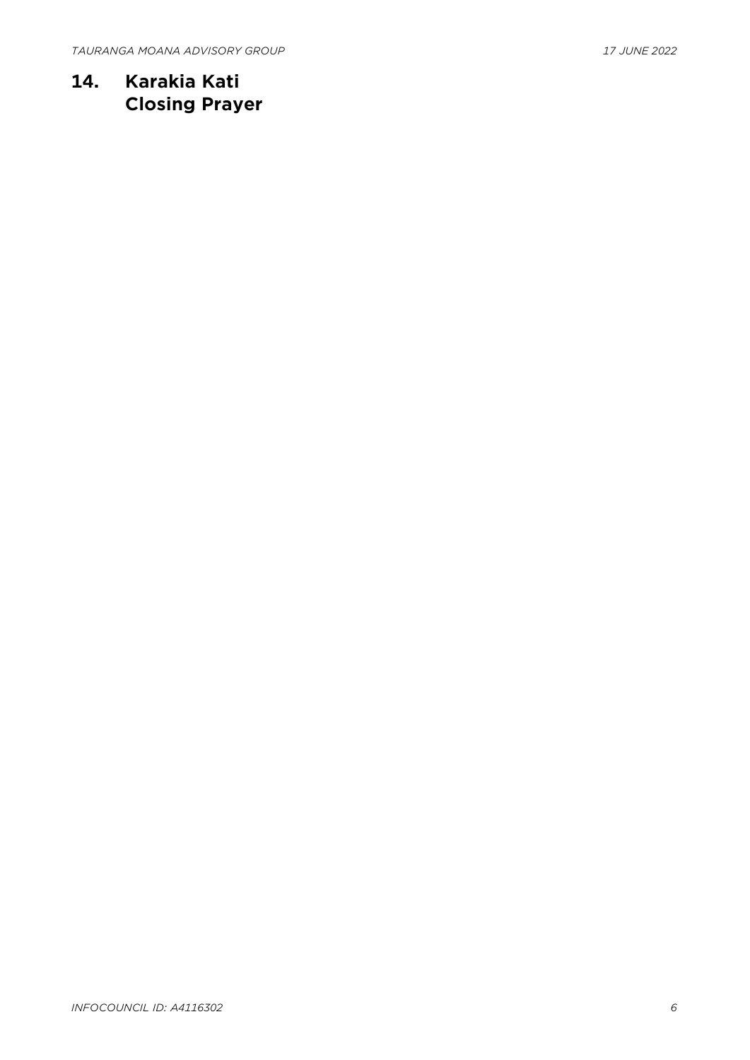## 14. Karakia Kati
## Closing Prayer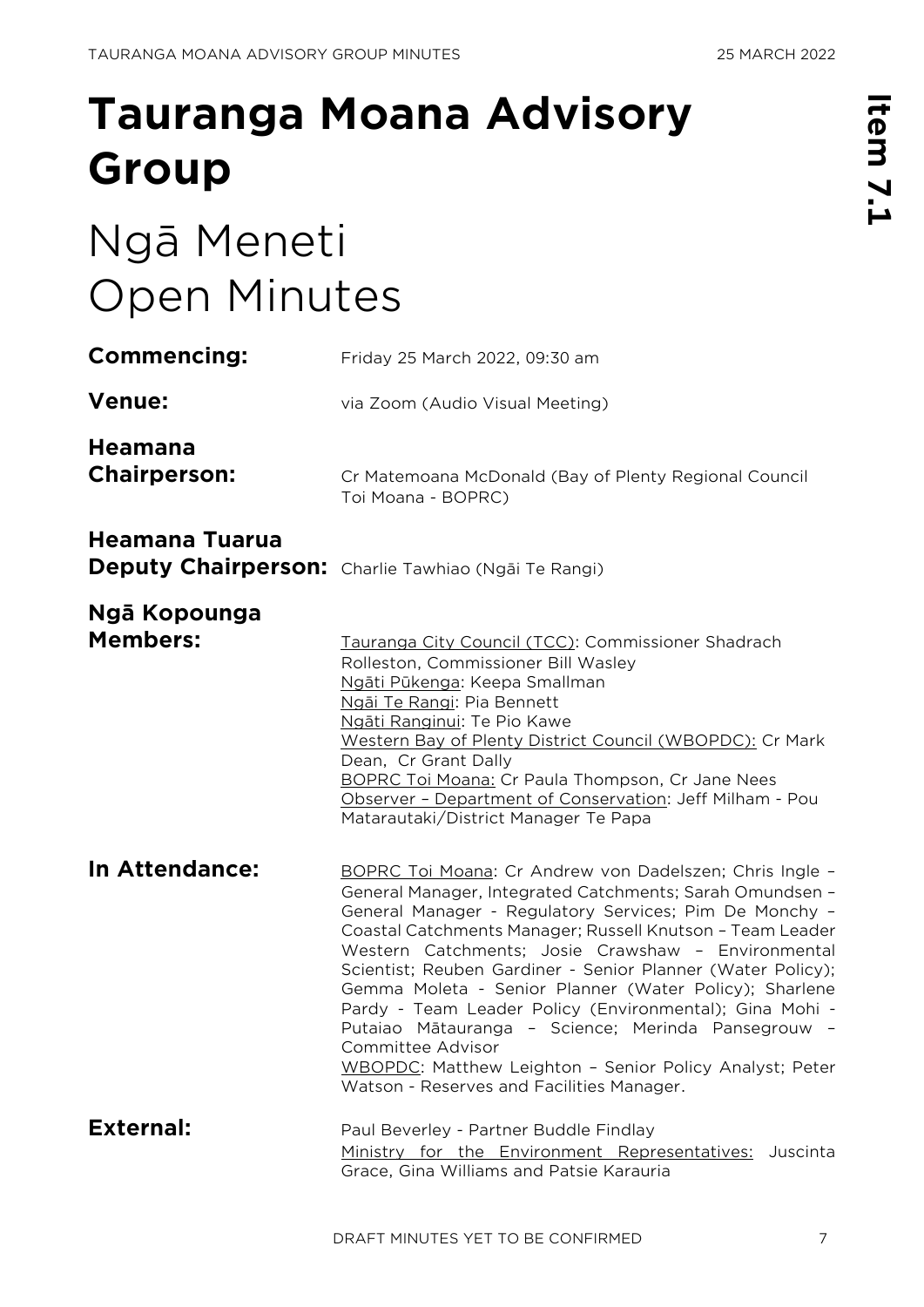# Tauranga Moana Advisory Group

# Ngā Meneti
# Open Minutes

**Commencing:** Friday 25 March 2022, 09:30 am

**Venue:** via Zoom (Audio Visual Meeting)

**Heamana Chairperson:** Cr Matemoana McDonald (Bay of Plenty Regional Council Toi Moana - BOPRC)

**Heamana Tuarua Deputy Chairperson:** Charlie Tawhiao (Ngāi Te Rangi)

**Ngā Kopounga Members:**
Tauranga City Council (TCC): Commissioner Shadrach Rolleston, Commissioner Bill Wasley
Ngāti Pūkenga: Keepa Smallman
Ngāi Te Rangi: Pia Bennett
Ngāti Ranginui: Te Pio Kawe
Western Bay of Plenty District Council (WBOPDC): Cr Mark Dean, Cr Grant Dally
BOPRC Toi Moana: Cr Paula Thompson, Cr Jane Nees
Observer – Department of Conservation: Jeff Milham - Pou Matarautaki/District Manager Te Papa

**In Attendance:**
BOPRC Toi Moana: Cr Andrew von Dadelszen; Chris Ingle – General Manager, Integrated Catchments; Sarah Omundsen – General Manager - Regulatory Services; Pim De Monchy – Coastal Catchments Manager; Russell Knutson – Team Leader Western Catchments; Josie Crawshaw – Environmental Scientist; Reuben Gardiner - Senior Planner (Water Policy); Gemma Moleta - Senior Planner (Water Policy); Sharlene Pardy - Team Leader Policy (Environmental); Gina Mohi - Putaiao Mātauranga – Science; Merinda Pansegrouw – Committee Advisor
WBOPDC: Matthew Leighton – Senior Policy Analyst; Peter Watson - Reserves and Facilities Manager.

**External:**
Paul Beverley - Partner Buddle Findlay
Ministry for the Environment Representatives: Juscinta Grace, Gina Williams and Patsie Karauria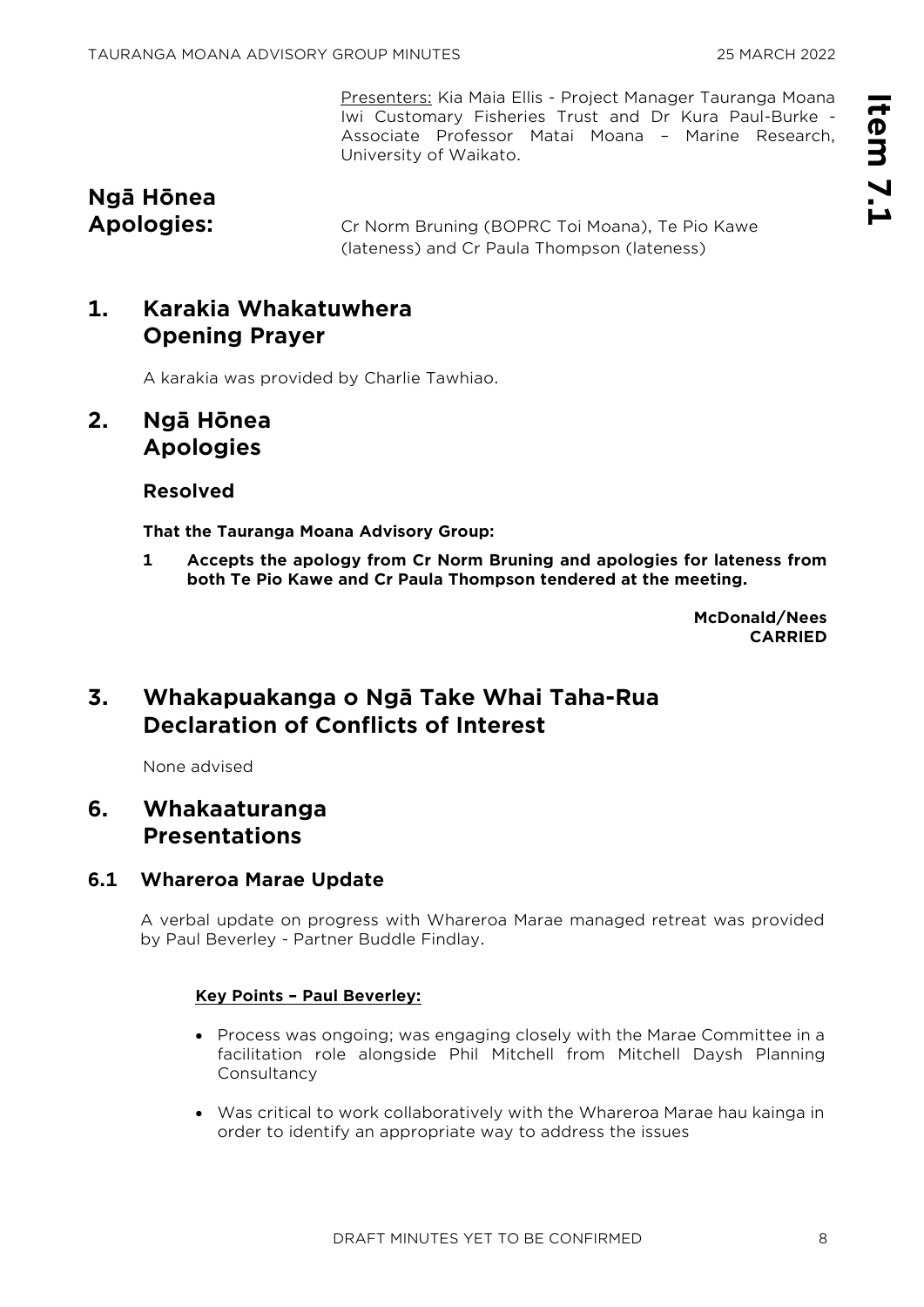Presenters: Kia Maia Ellis - Project Manager Tauranga Moana Iwi Customary Fisheries Trust and Dr Kura Paul-Burke - Associate Professor Matai Moana – Marine Research, University of Waikato.

**Ngā Hōnea Apologies:** Cr Norm Bruning (BOPRC Toi Moana), Te Pio Kawe (lateness) and Cr Paula Thompson (lateness)

## 1. Karakia Whakatuwhera Opening Prayer

A karakia was provided by Charlie Tawhiao.

## 2. Ngā Hōnea Apologies

### Resolved

**That the Tauranga Moana Advisory Group:**

**1 Accepts the apology from Cr Norm Bruning and apologies for lateness from both Te Pio Kawe and Cr Paula Thompson tendered at the meeting.**

**McDonald/Nees**
**CARRIED**

## 3. Whakapuakanga o Ngā Take Whai Taha-Rua Declaration of Conflicts of Interest

None advised

## 6. Whakaaturanga Presentations

### 6.1 Whareroa Marae Update

A verbal update on progress with Whareroa Marae managed retreat was provided by Paul Beverley - Partner Buddle Findlay.

**Key Points – Paul Beverley:**

- Process was ongoing; was engaging closely with the Marae Committee in a facilitation role alongside Phil Mitchell from Mitchell Daysh Planning Consultancy
- Was critical to work collaboratively with the Whareroa Marae hau kainga in order to identify an appropriate way to address the issues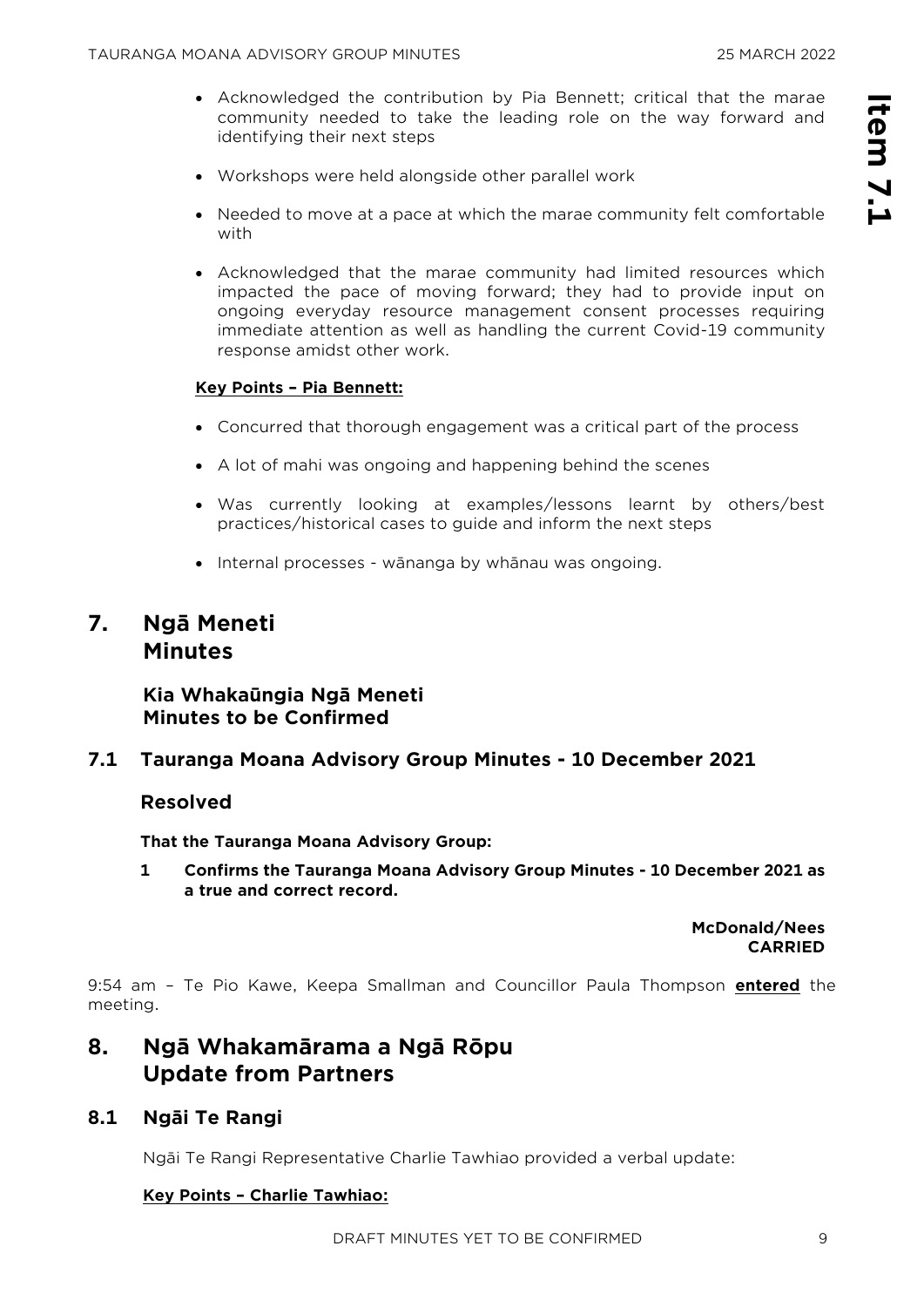- Acknowledged the contribution by Pia Bennett; critical that the marae community needed to take the leading role on the way forward and identifying their next steps
- Workshops were held alongside other parallel work
- Needed to move at a pace at which the marae community felt comfortable with
- Acknowledged that the marae community had limited resources which impacted the pace of moving forward; they had to provide input on ongoing everyday resource management consent processes requiring immediate attention as well as handling the current Covid-19 community response amidst other work.

**Key Points – Pia Bennett:**

- Concurred that thorough engagement was a critical part of the process
- A lot of mahi was ongoing and happening behind the scenes
- Was currently looking at examples/lessons learnt by others/best practices/historical cases to guide and inform the next steps
- Internal processes - wānanga by whānau was ongoing.

# 7. Ngā Meneti Minutes

### Kia Whakaūngia Ngā Meneti Minutes to be Confirmed

## 7.1 Tauranga Moana Advisory Group Minutes - 10 December 2021

### Resolved

**That the Tauranga Moana Advisory Group:**

**1 Confirms the Tauranga Moana Advisory Group Minutes - 10 December 2021 as a true and correct record.**

**McDonald/Nees**
**CARRIED**

9:54 am – Te Pio Kawe, Keepa Smallman and Councillor Paula Thompson **entered** the meeting.

# 8. Ngā Whakamārama a Ngā Rōpu Update from Partners

## 8.1 Ngāi Te Rangi

Ngāi Te Rangi Representative Charlie Tawhiao provided a verbal update:

**Key Points – Charlie Tawhiao:**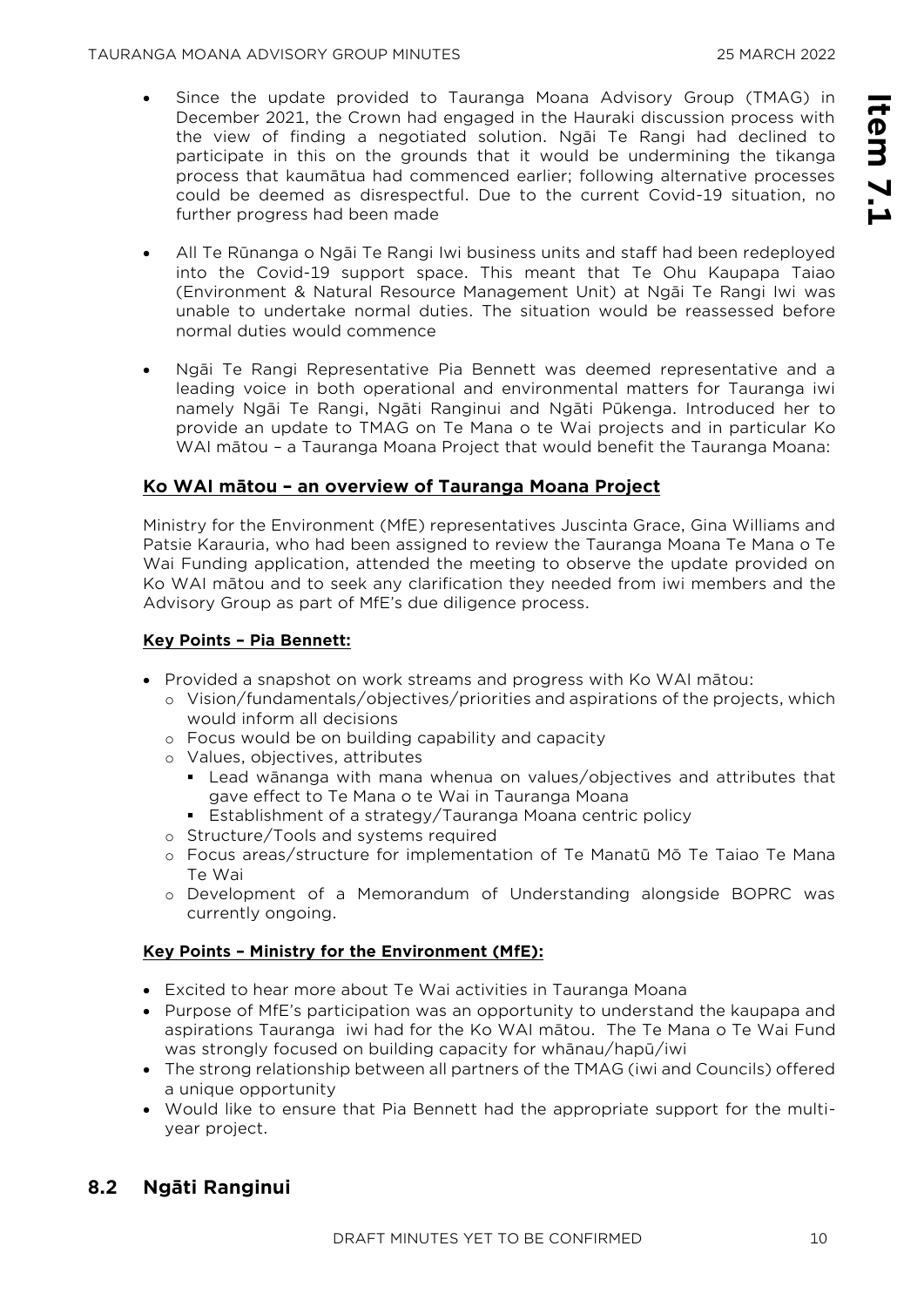- Since the update provided to Tauranga Moana Advisory Group (TMAG) in December 2021, the Crown had engaged in the Hauraki discussion process with the view of finding a negotiated solution. Ngāi Te Rangi had declined to participate in this on the grounds that it would be undermining the tikanga process that kaumātua had commenced earlier; following alternative processes could be deemed as disrespectful. Due to the current Covid-19 situation, no further progress had been made

- All Te Rūnanga o Ngāi Te Rangi Iwi business units and staff had been redeployed into the Covid-19 support space. This meant that Te Ohu Kaupapa Taiao (Environment & Natural Resource Management Unit) at Ngāi Te Rangi Iwi was unable to undertake normal duties. The situation would be reassessed before normal duties would commence

- Ngāi Te Rangi Representative Pia Bennett was deemed representative and a leading voice in both operational and environmental matters for Tauranga iwi namely Ngāi Te Rangi, Ngāti Ranginui and Ngāti Pūkenga. Introduced her to provide an update to TMAG on Te Mana o te Wai projects and in particular Ko WAI mātou – a Tauranga Moana Project that would benefit the Tauranga Moana:

**Ko WAI mātou – an overview of Tauranga Moana Project**

Ministry for the Environment (MfE) representatives Juscinta Grace, Gina Williams and Patsie Karauria, who had been assigned to review the Tauranga Moana Te Mana o Te Wai Funding application, attended the meeting to observe the update provided on Ko WAI mātou and to seek any clarification they needed from iwi members and the Advisory Group as part of MfE's due diligence process.

**Key Points – Pia Bennett:**

- Provided a snapshot on work streams and progress with Ko WAI mātou:
  - Vision/fundamentals/objectives/priorities and aspirations of the projects, which would inform all decisions
  - Focus would be on building capability and capacity
  - Values, objectives, attributes
    - Lead wānanga with mana whenua on values/objectives and attributes that gave effect to Te Mana o te Wai in Tauranga Moana
    - Establishment of a strategy/Tauranga Moana centric policy
  - Structure/Tools and systems required
  - Focus areas/structure for implementation of Te Manatū Mō Te Taiao Te Mana Te Wai
  - Development of a Memorandum of Understanding alongside BOPRC was currently ongoing.

**Key Points – Ministry for the Environment (MfE):**

- Excited to hear more about Te Wai activities in Tauranga Moana
- Purpose of MfE's participation was an opportunity to understand the kaupapa and aspirations Tauranga iwi had for the Ko WAI mātou. The Te Mana o Te Wai Fund was strongly focused on building capacity for whānau/hapū/iwi
- The strong relationship between all partners of the TMAG (iwi and Councils) offered a unique opportunity
- Would like to ensure that Pia Bennett had the appropriate support for the multi-year project.

## 8.2 Ngāti Ranginui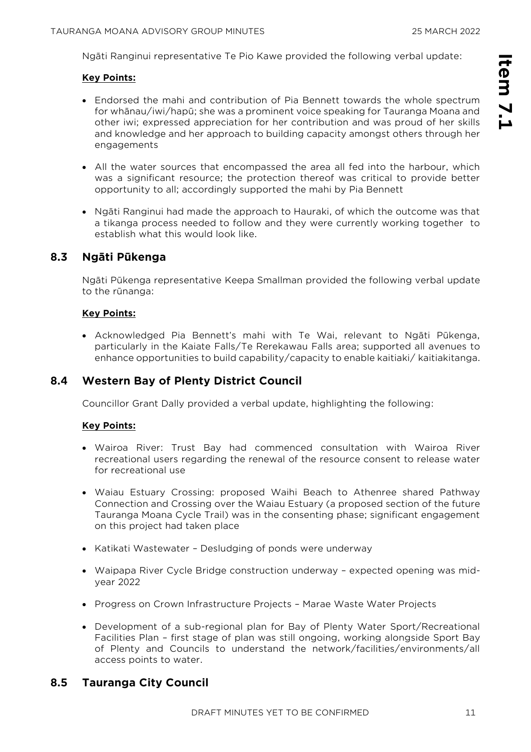Ngāti Ranginui representative Te Pio Kawe provided the following verbal update:

**Key Points:**

- Endorsed the mahi and contribution of Pia Bennett towards the whole spectrum for whānau/iwi/hapū; she was a prominent voice speaking for Tauranga Moana and other iwi; expressed appreciation for her contribution and was proud of her skills and knowledge and her approach to building capacity amongst others through her engagements

- All the water sources that encompassed the area all fed into the harbour, which was a significant resource; the protection thereof was critical to provide better opportunity to all; accordingly supported the mahi by Pia Bennett

- Ngāti Ranginui had made the approach to Hauraki, of which the outcome was that a tikanga process needed to follow and they were currently working together to establish what this would look like.

## 8.3 Ngāti Pūkenga

Ngāti Pūkenga representative Keepa Smallman provided the following verbal update to the rūnanga:

**Key Points:**

- Acknowledged Pia Bennett's mahi with Te Wai, relevant to Ngāti Pūkenga, particularly in the Kaiate Falls/Te Rerekawau Falls area; supported all avenues to enhance opportunities to build capability/capacity to enable kaitiaki/ kaitiakitanga.

## 8.4 Western Bay of Plenty District Council

Councillor Grant Dally provided a verbal update, highlighting the following:

**Key Points:**

- Wairoa River: Trust Bay had commenced consultation with Wairoa River recreational users regarding the renewal of the resource consent to release water for recreational use

- Waiau Estuary Crossing: proposed Waihi Beach to Athenree shared Pathway Connection and Crossing over the Waiau Estuary (a proposed section of the future Tauranga Moana Cycle Trail) was in the consenting phase; significant engagement on this project had taken place

- Katikati Wastewater – Desludging of ponds were underway

- Waipapa River Cycle Bridge construction underway – expected opening was mid-year 2022

- Progress on Crown Infrastructure Projects – Marae Waste Water Projects

- Development of a sub-regional plan for Bay of Plenty Water Sport/Recreational Facilities Plan – first stage of plan was still ongoing, working alongside Sport Bay of Plenty and Councils to understand the network/facilities/environments/all access points to water.

## 8.5 Tauranga City Council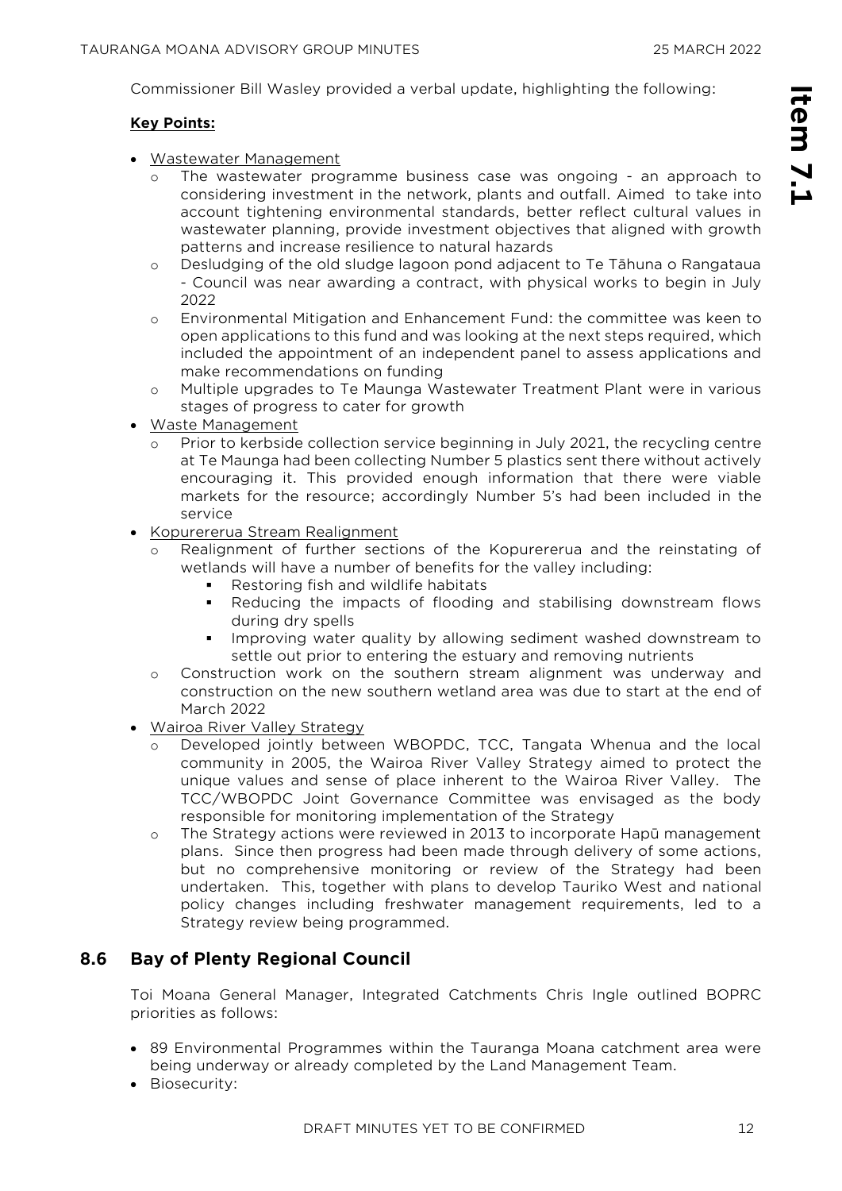Commissioner Bill Wasley provided a verbal update, highlighting the following:

**Key Points:**

- Wastewater Management
  - The wastewater programme business case was ongoing - an approach to considering investment in the network, plants and outfall. Aimed to take into account tightening environmental standards, better reflect cultural values in wastewater planning, provide investment objectives that aligned with growth patterns and increase resilience to natural hazards
  - Desludging of the old sludge lagoon pond adjacent to Te Tāhuna o Rangataua - Council was near awarding a contract, with physical works to begin in July 2022
  - Environmental Mitigation and Enhancement Fund: the committee was keen to open applications to this fund and was looking at the next steps required, which included the appointment of an independent panel to assess applications and make recommendations on funding
  - Multiple upgrades to Te Maunga Wastewater Treatment Plant were in various stages of progress to cater for growth
- Waste Management
  - Prior to kerbside collection service beginning in July 2021, the recycling centre at Te Maunga had been collecting Number 5 plastics sent there without actively encouraging it. This provided enough information that there were viable markets for the resource; accordingly Number 5's had been included in the service
- Kopurererua Stream Realignment
  - Realignment of further sections of the Kopurererua and the reinstating of wetlands will have a number of benefits for the valley including:
    - Restoring fish and wildlife habitats
    - Reducing the impacts of flooding and stabilising downstream flows during dry spells
    - Improving water quality by allowing sediment washed downstream to settle out prior to entering the estuary and removing nutrients
  - Construction work on the southern stream alignment was underway and construction on the new southern wetland area was due to start at the end of March 2022
- Wairoa River Valley Strategy
  - Developed jointly between WBOPDC, TCC, Tangata Whenua and the local community in 2005, the Wairoa River Valley Strategy aimed to protect the unique values and sense of place inherent to the Wairoa River Valley. The TCC/WBOPDC Joint Governance Committee was envisaged as the body responsible for monitoring implementation of the Strategy
  - The Strategy actions were reviewed in 2013 to incorporate Hapū management plans. Since then progress had been made through delivery of some actions, but no comprehensive monitoring or review of the Strategy had been undertaken. This, together with plans to develop Tauriko West and national policy changes including freshwater management requirements, led to a Strategy review being programmed.

## 8.6 Bay of Plenty Regional Council

Toi Moana General Manager, Integrated Catchments Chris Ingle outlined BOPRC priorities as follows:

- 89 Environmental Programmes within the Tauranga Moana catchment area were being underway or already completed by the Land Management Team.
- Biosecurity: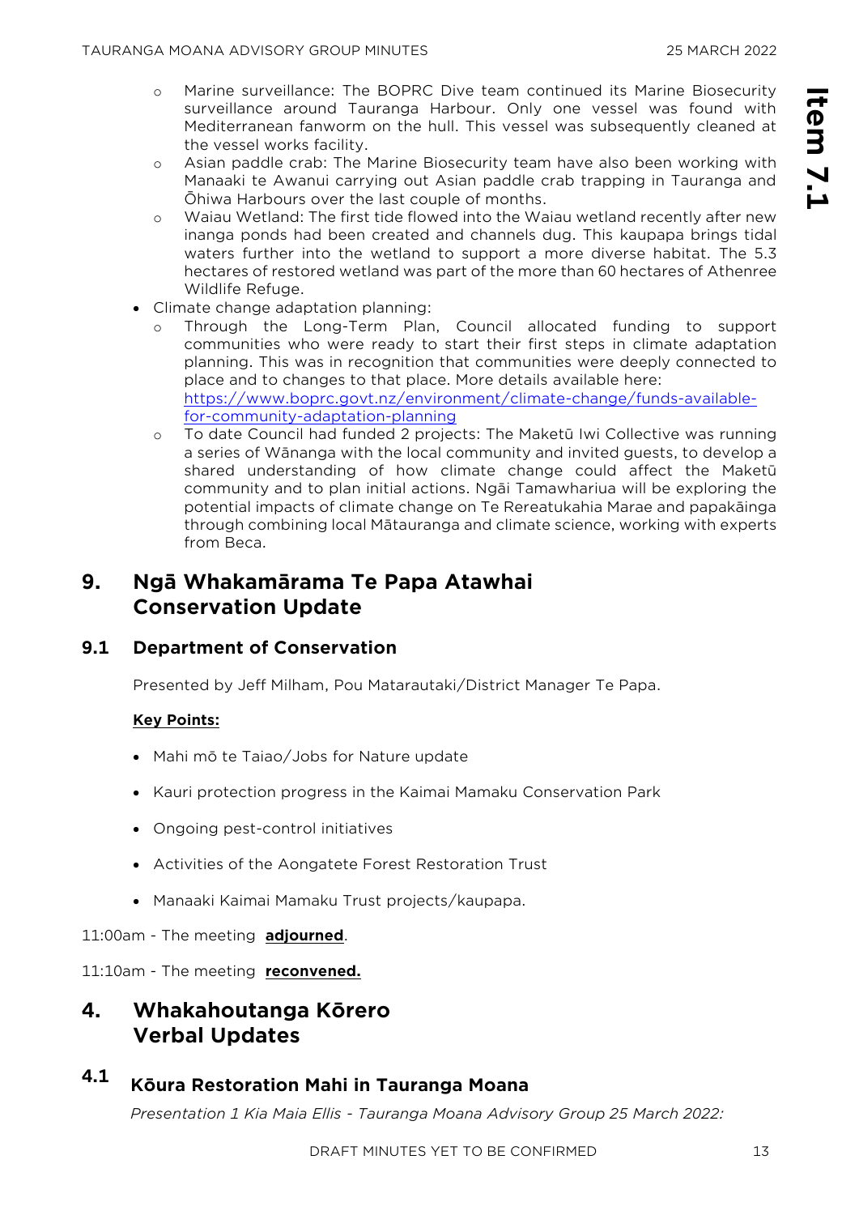- Marine surveillance: The BOPRC Dive team continued its Marine Biosecurity surveillance around Tauranga Harbour. Only one vessel was found with Mediterranean fanworm on the hull. This vessel was subsequently cleaned at the vessel works facility.
- Asian paddle crab: The Marine Biosecurity team have also been working with Manaaki te Awanui carrying out Asian paddle crab trapping in Tauranga and Ōhiwa Harbours over the last couple of months.
- Waiau Wetland: The first tide flowed into the Waiau wetland recently after new inanga ponds had been created and channels dug. This kaupapa brings tidal waters further into the wetland to support a more diverse habitat. The 5.3 hectares of restored wetland was part of the more than 60 hectares of Athenree Wildlife Refuge.

- Climate change adaptation planning:
  - Through the Long-Term Plan, Council allocated funding to support communities who were ready to start their first steps in climate adaptation planning. This was in recognition that communities were deeply connected to place and to changes to that place. More details available here: https://www.boprc.govt.nz/environment/climate-change/funds-available-for-community-adaptation-planning
  - To date Council had funded 2 projects: The Maketū Iwi Collective was running a series of Wānanga with the local community and invited guests, to develop a shared understanding of how climate change could affect the Maketū community and to plan initial actions. Ngāi Tamawhariua will be exploring the potential impacts of climate change on Te Rereatukahia Marae and papakāinga through combining local Mātauranga and climate science, working with experts from Beca.

# 9. Ngā Whakamārama Te Papa Atawhai Conservation Update

## 9.1 Department of Conservation

Presented by Jeff Milham, Pou Matarautaki/District Manager Te Papa.

**Key Points:**

- Mahi mō te Taiao/Jobs for Nature update
- Kauri protection progress in the Kaimai Mamaku Conservation Park
- Ongoing pest-control initiatives
- Activities of the Aongatete Forest Restoration Trust
- Manaaki Kaimai Mamaku Trust projects/kaupapa.

11:00am - The meeting **adjourned**.

11:10am - The meeting **reconvened.**

# 4. Whakahoutanga Kōrero Verbal Updates

## 4.1 Kōura Restoration Mahi in Tauranga Moana

*Presentation 1 Kia Maia Ellis - Tauranga Moana Advisory Group 25 March 2022:*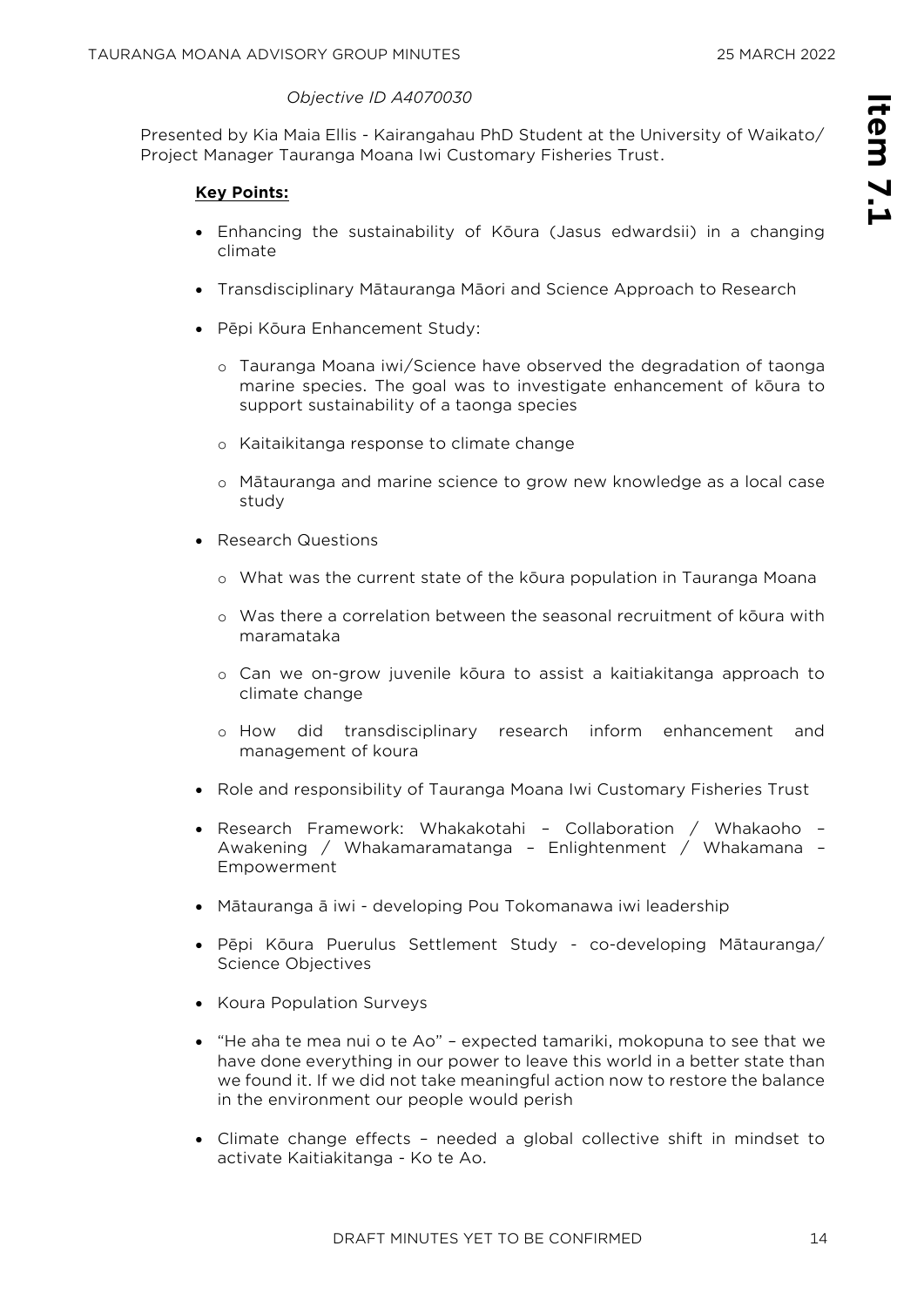*Objective ID A4070030*

Presented by Kia Maia Ellis - Kairangahau PhD Student at the University of Waikato/ Project Manager Tauranga Moana Iwi Customary Fisheries Trust.

**Key Points:**

- Enhancing the sustainability of Kōura (Jasus edwardsii) in a changing climate
- Transdisciplinary Mātauranga Māori and Science Approach to Research
- Pēpi Kōura Enhancement Study:
  - Tauranga Moana iwi/Science have observed the degradation of taonga marine species. The goal was to investigate enhancement of kōura to support sustainability of a taonga species
  - Kaitaikitanga response to climate change
  - Mātauranga and marine science to grow new knowledge as a local case study
- Research Questions
  - What was the current state of the kōura population in Tauranga Moana
  - Was there a correlation between the seasonal recruitment of kōura with maramataka
  - Can we on-grow juvenile kōura to assist a kaitiakitanga approach to climate change
  - How did transdisciplinary research inform enhancement and management of koura
- Role and responsibility of Tauranga Moana Iwi Customary Fisheries Trust
- Research Framework: Whakakotahi – Collaboration / Whakaoho – Awakening / Whakamaramatanga – Enlightenment / Whakamana – Empowerment
- Mātauranga ā iwi - developing Pou Tokomanawa iwi leadership
- Pēpi Kōura Puerulus Settlement Study - co-developing Mātauranga/ Science Objectives
- Koura Population Surveys
- "He aha te mea nui o te Ao" – expected tamariki, mokopuna to see that we have done everything in our power to leave this world in a better state than we found it. If we did not take meaningful action now to restore the balance in the environment our people would perish
- Climate change effects – needed a global collective shift in mindset to activate Kaitiakitanga - Ko te Ao.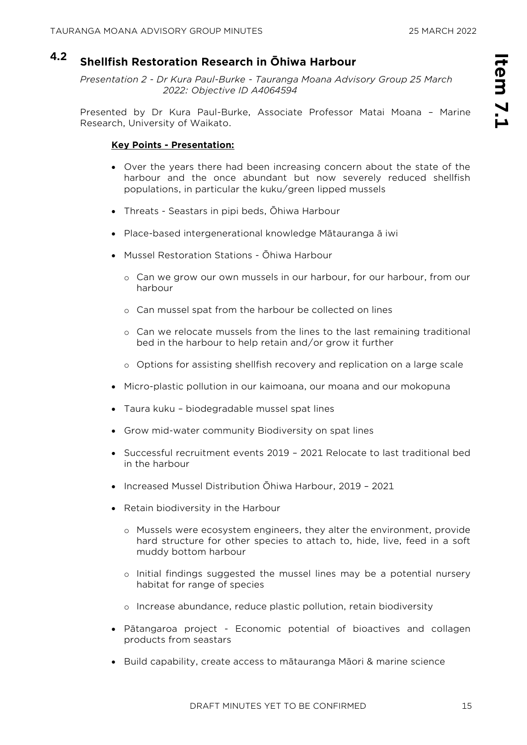## 4.2 Shellfish Restoration Research in Ōhiwa Harbour

*Presentation 2 - Dr Kura Paul-Burke - Tauranga Moana Advisory Group 25 March 2022: Objective ID A4064594*

Presented by Dr Kura Paul-Burke, Associate Professor Matai Moana – Marine Research, University of Waikato.

**Key Points - Presentation:**

- Over the years there had been increasing concern about the state of the harbour and the once abundant but now severely reduced shellfish populations, in particular the kuku/green lipped mussels
- Threats - Seastars in pipi beds, Ōhiwa Harbour
- Place-based intergenerational knowledge Mātauranga ā iwi
- Mussel Restoration Stations - Ōhiwa Harbour
  - Can we grow our own mussels in our harbour, for our harbour, from our harbour
  - Can mussel spat from the harbour be collected on lines
  - Can we relocate mussels from the lines to the last remaining traditional bed in the harbour to help retain and/or grow it further
  - Options for assisting shellfish recovery and replication on a large scale
- Micro-plastic pollution in our kaimoana, our moana and our mokopuna
- Taura kuku – biodegradable mussel spat lines
- Grow mid-water community Biodiversity on spat lines
- Successful recruitment events 2019 – 2021 Relocate to last traditional bed in the harbour
- Increased Mussel Distribution Ōhiwa Harbour, 2019 – 2021
- Retain biodiversity in the Harbour
  - Mussels were ecosystem engineers, they alter the environment, provide hard structure for other species to attach to, hide, live, feed in a soft muddy bottom harbour
  - Initial findings suggested the mussel lines may be a potential nursery habitat for range of species
  - Increase abundance, reduce plastic pollution, retain biodiversity
- Pātangaroa project - Economic potential of bioactives and collagen products from seastars
- Build capability, create access to mātauranga Māori & marine science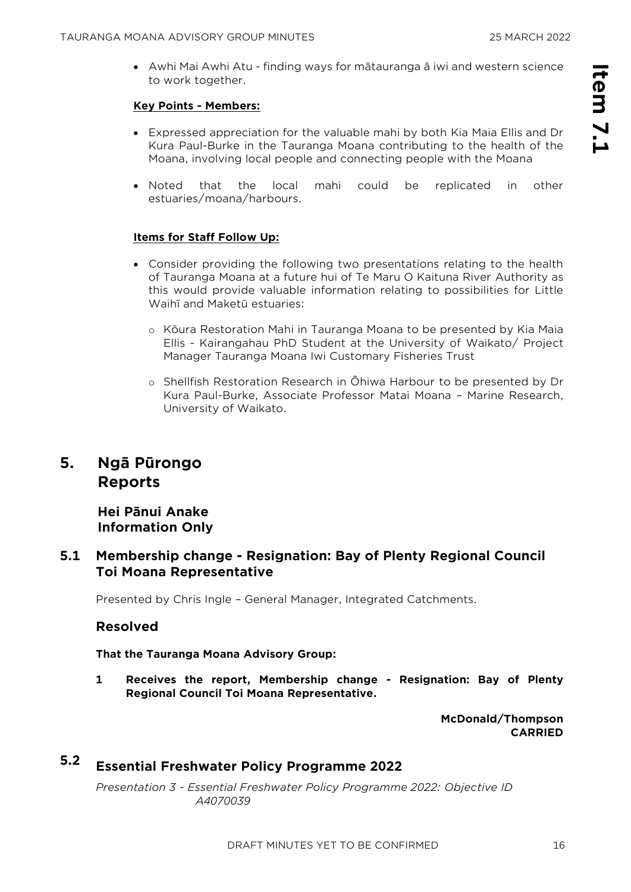- Awhi Mai Awhi Atu - finding ways for mātauranga ā iwi and western science to work together.

**Key Points - Members:**

- Expressed appreciation for the valuable mahi by both Kia Maia Ellis and Dr Kura Paul-Burke in the Tauranga Moana contributing to the health of the Moana, involving local people and connecting people with the Moana
- Noted that the local mahi could be replicated in other estuaries/moana/harbours.

**Items for Staff Follow Up:**

- Consider providing the following two presentations relating to the health of Tauranga Moana at a future hui of Te Maru O Kaituna River Authority as this would provide valuable information relating to possibilities for Little Waihī and Maketū estuaries:
  - Kōura Restoration Mahi in Tauranga Moana to be presented by Kia Maia Ellis - Kairangahau PhD Student at the University of Waikato/ Project Manager Tauranga Moana Iwi Customary Fisheries Trust
  - Shellfish Restoration Research in Ōhiwa Harbour to be presented by Dr Kura Paul-Burke, Associate Professor Matai Moana – Marine Research, University of Waikato.

# 5. Ngā Pūrongo Reports

## Hei Pānui Anake Information Only

## 5.1 Membership change - Resignation: Bay of Plenty Regional Council Toi Moana Representative

Presented by Chris Ingle – General Manager, Integrated Catchments.

### Resolved

**That the Tauranga Moana Advisory Group:**

**1 Receives the report, Membership change - Resignation: Bay of Plenty Regional Council Toi Moana Representative.**

**McDonald/Thompson**
**CARRIED**

## 5.2 Essential Freshwater Policy Programme 2022

*Presentation 3 - Essential Freshwater Policy Programme 2022: Objective ID A4070039*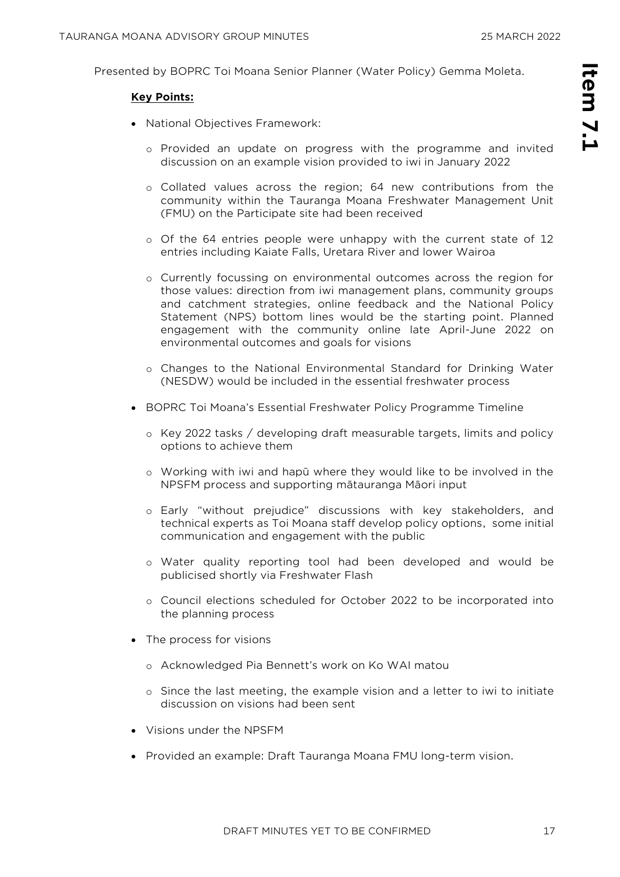Presented by BOPRC Toi Moana Senior Planner (Water Policy) Gemma Moleta.

**Key Points:**

- National Objectives Framework:
  - Provided an update on progress with the programme and invited discussion on an example vision provided to iwi in January 2022
  - Collated values across the region; 64 new contributions from the community within the Tauranga Moana Freshwater Management Unit (FMU) on the Participate site had been received
  - Of the 64 entries people were unhappy with the current state of 12 entries including Kaiate Falls, Uretara River and lower Wairoa
  - Currently focussing on environmental outcomes across the region for those values: direction from iwi management plans, community groups and catchment strategies, online feedback and the National Policy Statement (NPS) bottom lines would be the starting point. Planned engagement with the community online late April-June 2022 on environmental outcomes and goals for visions
  - Changes to the National Environmental Standard for Drinking Water (NESDW) would be included in the essential freshwater process
- BOPRC Toi Moana's Essential Freshwater Policy Programme Timeline
  - Key 2022 tasks / developing draft measurable targets, limits and policy options to achieve them
  - Working with iwi and hapū where they would like to be involved in the NPSFM process and supporting mātauranga Māori input
  - Early "without prejudice" discussions with key stakeholders, and technical experts as Toi Moana staff develop policy options, some initial communication and engagement with the public
  - Water quality reporting tool had been developed and would be publicised shortly via Freshwater Flash
  - Council elections scheduled for October 2022 to be incorporated into the planning process
- The process for visions
  - Acknowledged Pia Bennett's work on Ko WAI matou
  - Since the last meeting, the example vision and a letter to iwi to initiate discussion on visions had been sent
- Visions under the NPSFM
- Provided an example: Draft Tauranga Moana FMU long-term vision.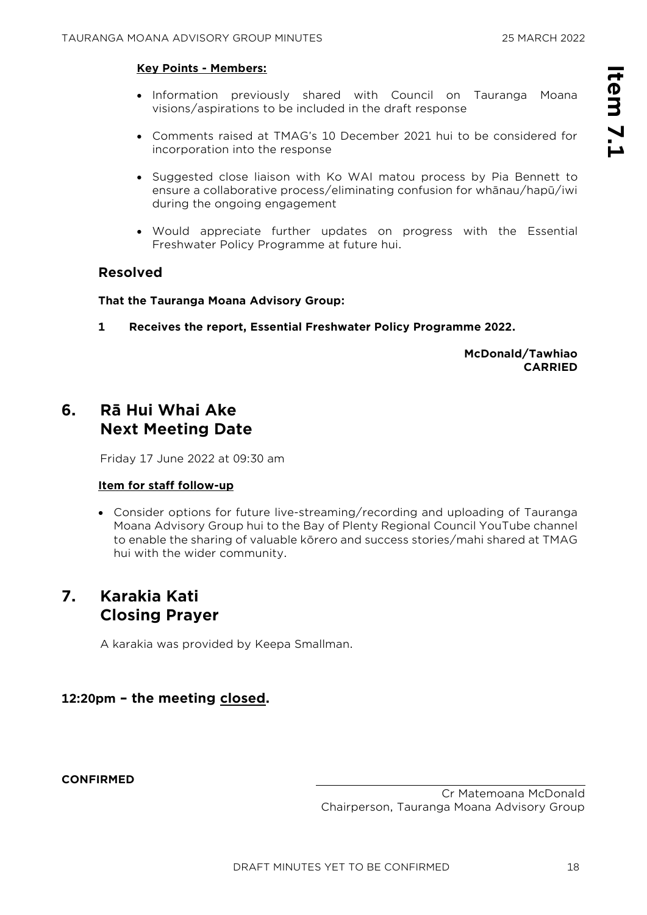**Key Points - Members:**

- Information previously shared with Council on Tauranga Moana visions/aspirations to be included in the draft response
- Comments raised at TMAG's 10 December 2021 hui to be considered for incorporation into the response
- Suggested close liaison with Ko WAI matou process by Pia Bennett to ensure a collaborative process/eliminating confusion for whānau/hapū/iwi during the ongoing engagement
- Would appreciate further updates on progress with the Essential Freshwater Policy Programme at future hui.

### Resolved

**That the Tauranga Moana Advisory Group:**

**1 Receives the report, Essential Freshwater Policy Programme 2022.**

**McDonald/Tawhiao**
**CARRIED**

## 6. Rā Hui Whai Ake Next Meeting Date

Friday 17 June 2022 at 09:30 am

**Item for staff follow-up**

- Consider options for future live-streaming/recording and uploading of Tauranga Moana Advisory Group hui to the Bay of Plenty Regional Council YouTube channel to enable the sharing of valuable kōrero and success stories/mahi shared at TMAG hui with the wider community.

## 7. Karakia Kati Closing Prayer

A karakia was provided by Keepa Smallman.

### 12:20pm – the meeting closed.

**CONFIRMED**

Cr Matemoana McDonald
Chairperson, Tauranga Moana Advisory Group

DRAFT MINUTES YET TO BE CONFIRMED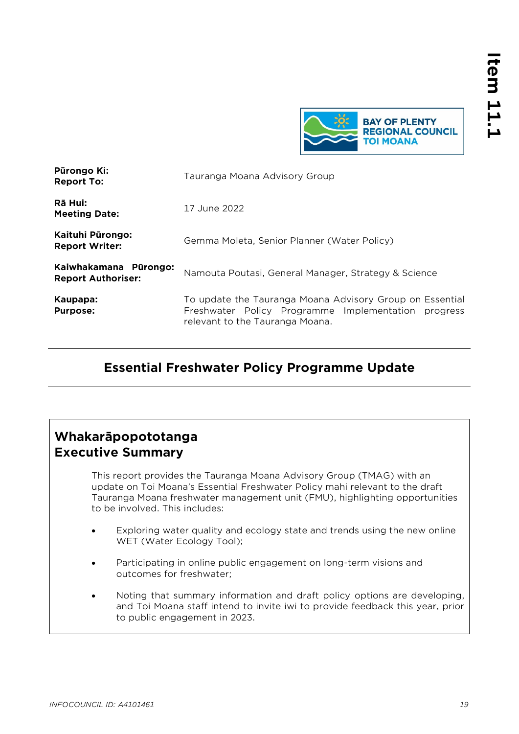BAY OF PLENTY REGIONAL COUNCIL TOI MOANA

| | |
|---|---|
| **Pūrongo Ki:** **Report To:** | Tauranga Moana Advisory Group |
| **Rā Hui:** **Meeting Date:** | 17 June 2022 |
| **Kaituhi Pūrongo:** **Report Writer:** | Gemma Moleta, Senior Planner (Water Policy) |
| **Kaiwhakamana Pūrongo:** **Report Authoriser:** | Namouta Poutasi, General Manager, Strategy & Science |
| **Kaupapa:** **Purpose:** | To update the Tauranga Moana Advisory Group on Essential Freshwater Policy Programme Implementation progress relevant to the Tauranga Moana. |

# Essential Freshwater Policy Programme Update

## Whakarāpopototanga
## Executive Summary

This report provides the Tauranga Moana Advisory Group (TMAG) with an update on Toi Moana's Essential Freshwater Policy mahi relevant to the draft Tauranga Moana freshwater management unit (FMU), highlighting opportunities to be involved. This includes:

- Exploring water quality and ecology state and trends using the new online WET (Water Ecology Tool);
- Participating in online public engagement on long-term visions and outcomes for freshwater;
- Noting that summary information and draft policy options are developing, and Toi Moana staff intend to invite iwi to provide feedback this year, prior to public engagement in 2023.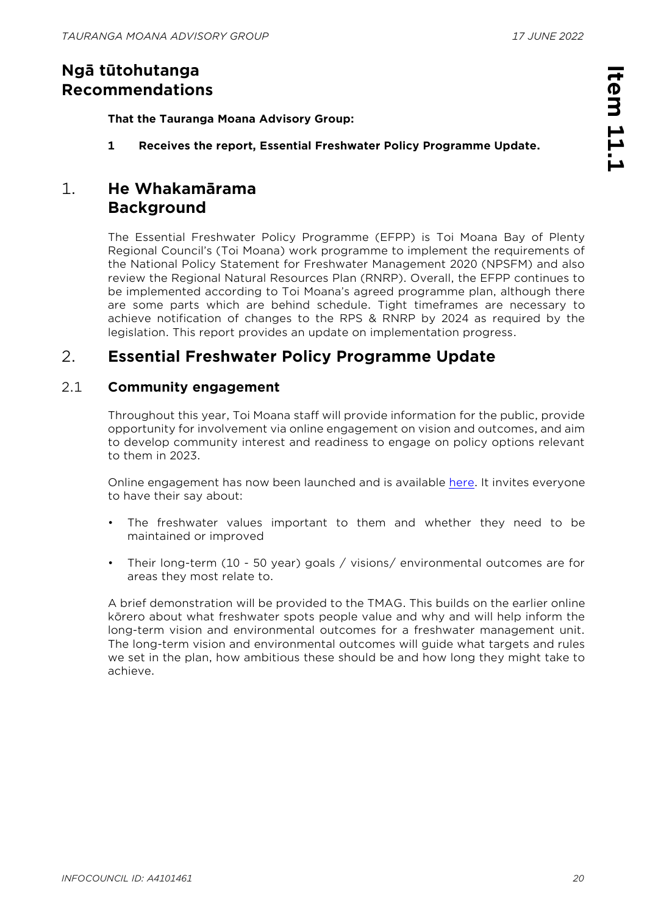## Ngā tūtohutanga
## Recommendations

**That the Tauranga Moana Advisory Group:**

**1 Receives the report, Essential Freshwater Policy Programme Update.**

## 1. He Whakamārama Background

The Essential Freshwater Policy Programme (EFPP) is Toi Moana Bay of Plenty Regional Council's (Toi Moana) work programme to implement the requirements of the National Policy Statement for Freshwater Management 2020 (NPSFM) and also review the Regional Natural Resources Plan (RNRP). Overall, the EFPP continues to be implemented according to Toi Moana's agreed programme plan, although there are some parts which are behind schedule. Tight timeframes are necessary to achieve notification of changes to the RPS & RNRP by 2024 as required by the legislation. This report provides an update on implementation progress.

## 2. Essential Freshwater Policy Programme Update

### 2.1 Community engagement

Throughout this year, Toi Moana staff will provide information for the public, provide opportunity for involvement via online engagement on vision and outcomes, and aim to develop community interest and readiness to engage on policy options relevant to them in 2023.

Online engagement has now been launched and is available here. It invites everyone to have their say about:

- The freshwater values important to them and whether they need to be maintained or improved
- Their long-term (10 - 50 year) goals / visions/ environmental outcomes are for areas they most relate to.

A brief demonstration will be provided to the TMAG. This builds on the earlier online kōrero about what freshwater spots people value and why and will help inform the long-term vision and environmental outcomes for a freshwater management unit. The long-term vision and environmental outcomes will guide what targets and rules we set in the plan, how ambitious these should be and how long they might take to achieve.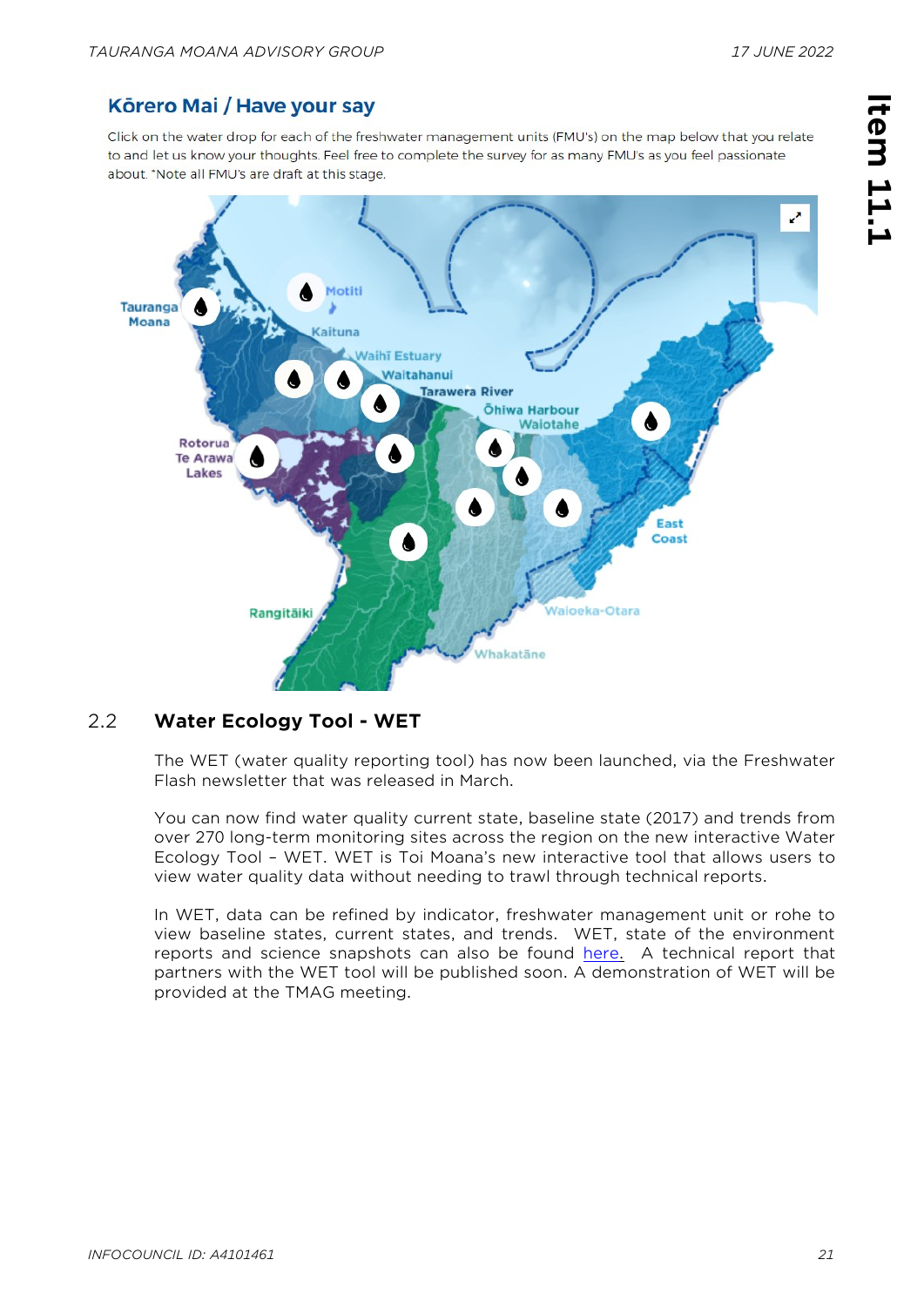## Kōrero Mai / Have your say

Click on the water drop for each of the freshwater management units (FMU's) on the map below that you relate to and let us know your thoughts. Feel free to complete the survey for as many FMU's as you feel passionate about. *Note all FMU's are draft at this stage.

## 2.2 Water Ecology Tool - WET

The WET (water quality reporting tool) has now been launched, via the Freshwater Flash newsletter that was released in March.

You can now find water quality current state, baseline state (2017) and trends from over 270 long-term monitoring sites across the region on the new interactive Water Ecology Tool – WET. WET is Toi Moana's new interactive tool that allows users to view water quality data without needing to trawl through technical reports.

In WET, data can be refined by indicator, freshwater management unit or rohe to view baseline states, current states, and trends. WET, state of the environment reports and science snapshots can also be found here. A technical report that partners with the WET tool will be published soon. A demonstration of WET will be provided at the TMAG meeting.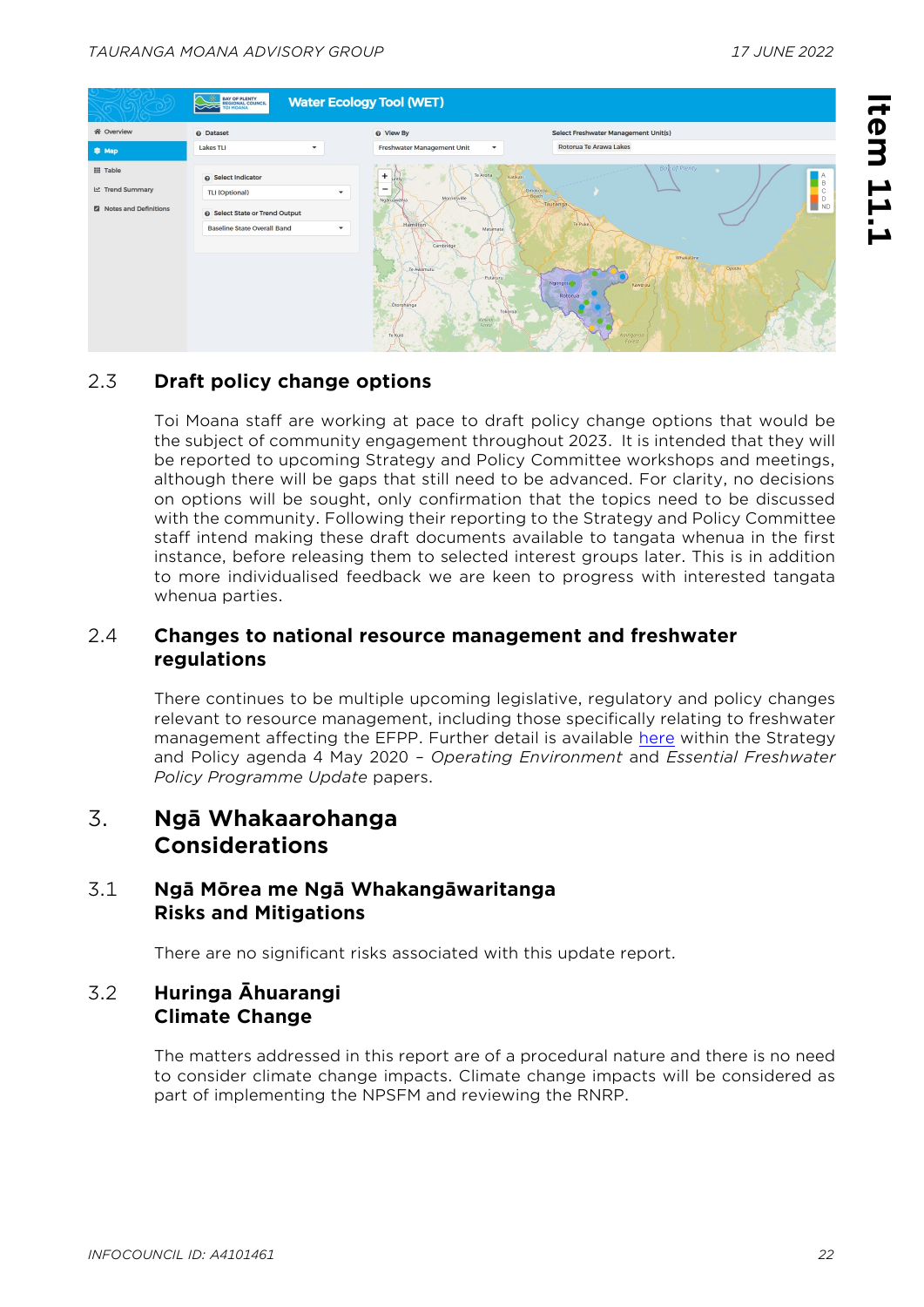## 2.3 Draft policy change options

Toi Moana staff are working at pace to draft policy change options that would be the subject of community engagement throughout 2023. It is intended that they will be reported to upcoming Strategy and Policy Committee workshops and meetings, although there will be gaps that still need to be advanced. For clarity, no decisions on options will be sought, only confirmation that the topics need to be discussed with the community. Following their reporting to the Strategy and Policy Committee staff intend making these draft documents available to tangata whenua in the first instance, before releasing them to selected interest groups later. This is in addition to more individualised feedback we are keen to progress with interested tangata whenua parties.

## 2.4 Changes to national resource management and freshwater regulations

There continues to be multiple upcoming legislative, regulatory and policy changes relevant to resource management, including those specifically relating to freshwater management affecting the EFPP. Further detail is available here within the Strategy and Policy agenda 4 May 2020 – *Operating Environment* and *Essential Freshwater Policy Programme Update* papers.

# 3. Ngā Whakaarohanga Considerations

## 3.1 Ngā Mōrea me Ngā Whakangāwaritanga Risks and Mitigations

There are no significant risks associated with this update report.

## 3.2 Huringa Āhuarangi Climate Change

The matters addressed in this report are of a procedural nature and there is no need to consider climate change impacts. Climate change impacts will be considered as part of implementing the NPSFM and reviewing the RNRP.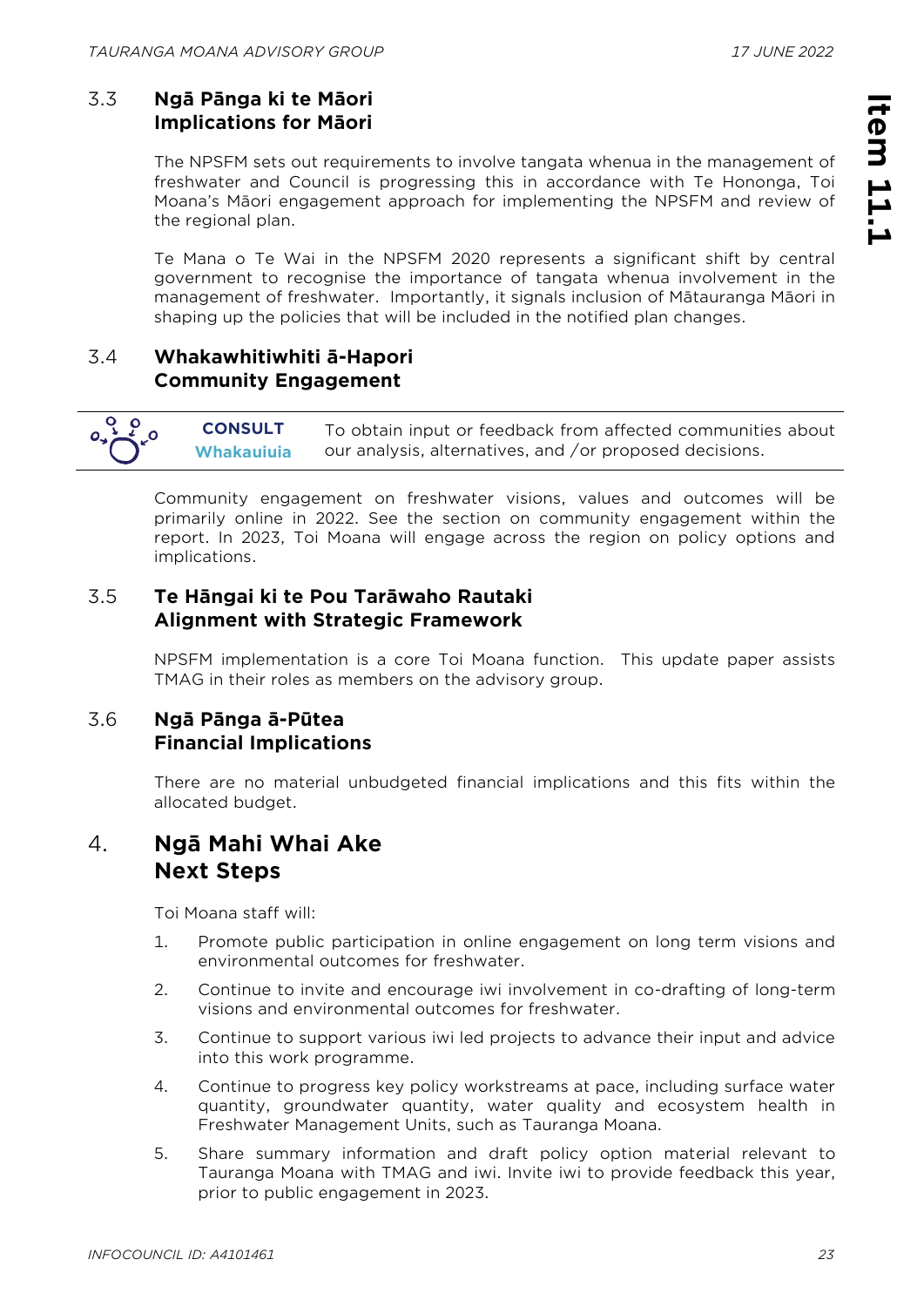## 3.3 Ngā Pānga ki te Māori
## Implications for Māori

The NPSFM sets out requirements to involve tangata whenua in the management of freshwater and Council is progressing this in accordance with Te Hononga, Toi Moana's Māori engagement approach for implementing the NPSFM and review of the regional plan.

Te Mana o Te Wai in the NPSFM 2020 represents a significant shift by central government to recognise the importance of tangata whenua involvement in the management of freshwater. Importantly, it signals inclusion of Mātauranga Māori in shaping up the policies that will be included in the notified plan changes.

## 3.4 Whakawhitiwhiti ā-Hapori
## Community Engagement

| | |
|---|---|
| **CONSULT** **Whakauiuia** | To obtain input or feedback from affected communities about our analysis, alternatives, and /or proposed decisions. |

Community engagement on freshwater visions, values and outcomes will be primarily online in 2022. See the section on community engagement within the report. In 2023, Toi Moana will engage across the region on policy options and implications.

## 3.5 Te Hāngai ki te Pou Tarāwaho Rautaki
## Alignment with Strategic Framework

NPSFM implementation is a core Toi Moana function. This update paper assists TMAG in their roles as members on the advisory group.

## 3.6 Ngā Pānga ā-Pūtea
## Financial Implications

There are no material unbudgeted financial implications and this fits within the allocated budget.

# 4. Ngā Mahi Whai Ake
# Next Steps

Toi Moana staff will:

1. Promote public participation in online engagement on long term visions and environmental outcomes for freshwater.
2. Continue to invite and encourage iwi involvement in co-drafting of long-term visions and environmental outcomes for freshwater.
3. Continue to support various iwi led projects to advance their input and advice into this work programme.
4. Continue to progress key policy workstreams at pace, including surface water quantity, groundwater quantity, water quality and ecosystem health in Freshwater Management Units, such as Tauranga Moana.
5. Share summary information and draft policy option material relevant to Tauranga Moana with TMAG and iwi. Invite iwi to provide feedback this year, prior to public engagement in 2023.